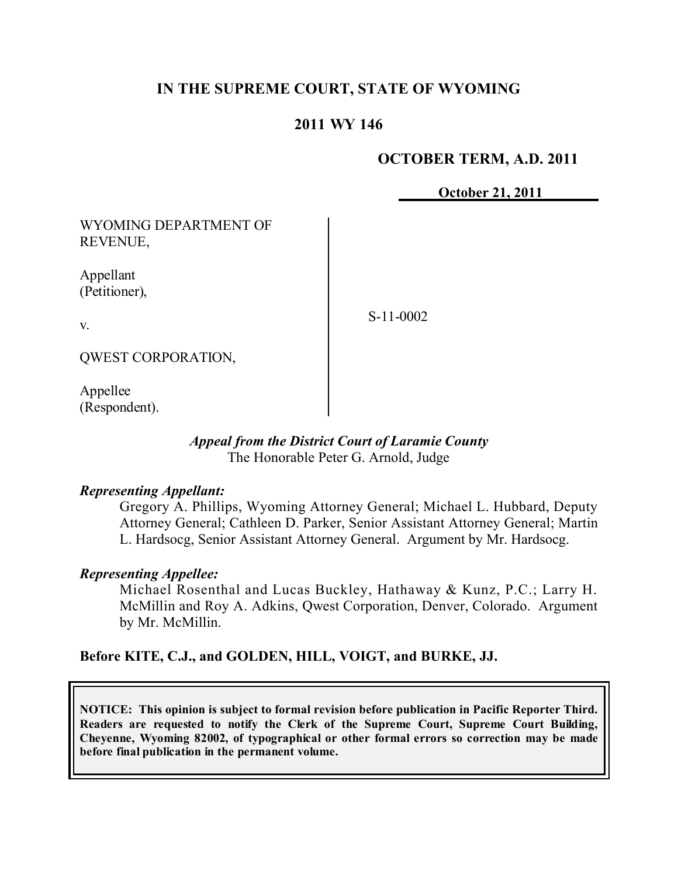# IN THE SUPREME COURT, STATE OF WYOMING

## 2011 WY 146

**OCTOBER TERM, A.D. 2011**

**October 21, 2011**

WYOMING DEPARTMENT OF REVENUE,

Appellant
(Petitioner),

v.

QWEST CORPORATION,

Appellee
(Respondent).

S-11-0002

*Appeal from the District Court of Laramie County*
The Honorable Peter G. Arnold, Judge

***Representing Appellant:***

Gregory A. Phillips, Wyoming Attorney General; Michael L. Hubbard, Deputy Attorney General; Cathleen D. Parker, Senior Assistant Attorney General; Martin L. Hardsocg, Senior Assistant Attorney General. Argument by Mr. Hardsocg.

***Representing Appellee:***

Michael Rosenthal and Lucas Buckley, Hathaway & Kunz, P.C.; Larry H. McMillin and Roy A. Adkins, Qwest Corporation, Denver, Colorado. Argument by Mr. McMillin.

**Before KITE, C.J., and GOLDEN, HILL, VOIGT, and BURKE, JJ.**

**NOTICE: This opinion is subject to formal revision before publication in Pacific Reporter Third. Readers are requested to notify the Clerk of the Supreme Court, Supreme Court Building, Cheyenne, Wyoming 82002, of typographical or other formal errors so correction may be made before final publication in the permanent volume.**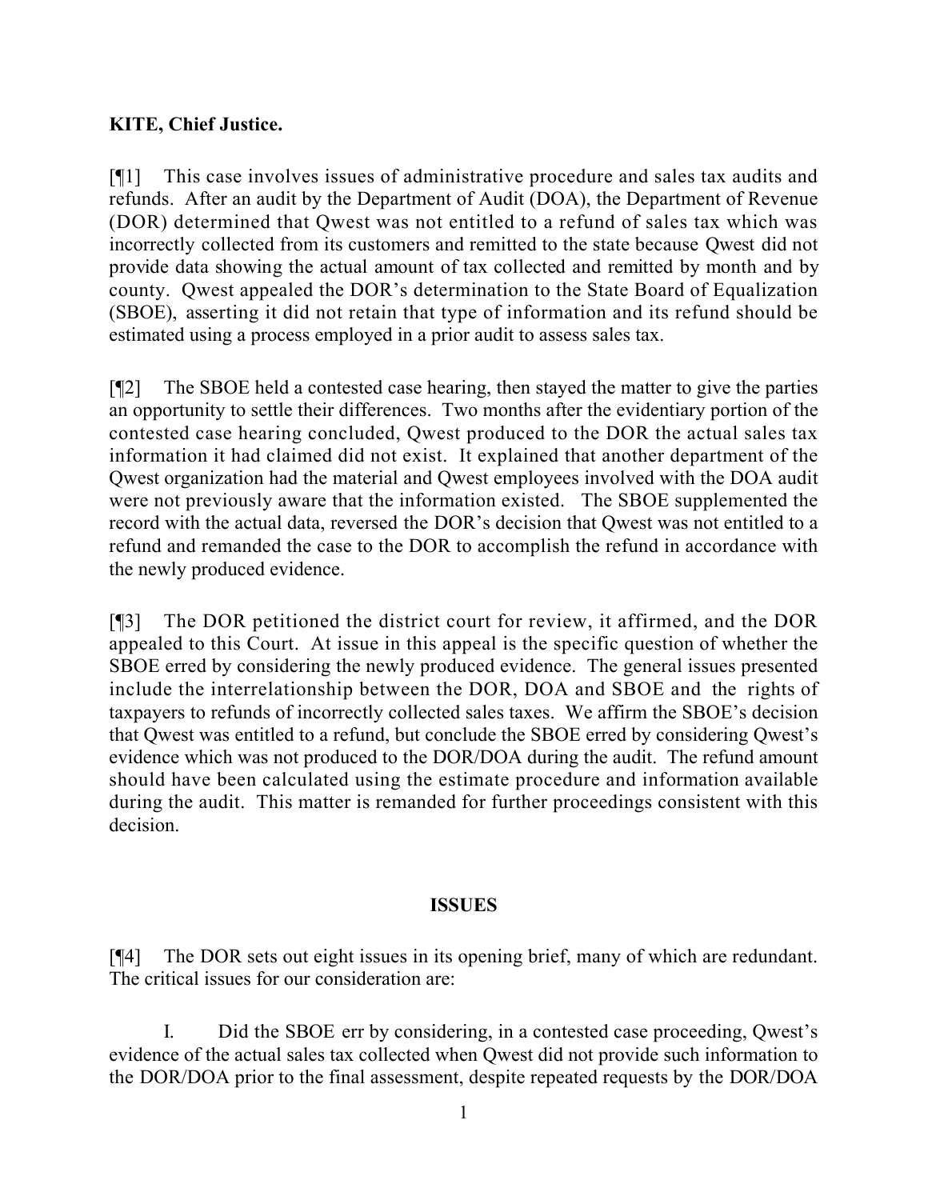**KITE, Chief Justice.**

[¶1] This case involves issues of administrative procedure and sales tax audits and refunds. After an audit by the Department of Audit (DOA), the Department of Revenue (DOR) determined that Qwest was not entitled to a refund of sales tax which was incorrectly collected from its customers and remitted to the state because Qwest did not provide data showing the actual amount of tax collected and remitted by month and by county. Qwest appealed the DOR's determination to the State Board of Equalization (SBOE), asserting it did not retain that type of information and its refund should be estimated using a process employed in a prior audit to assess sales tax.

[¶2] The SBOE held a contested case hearing, then stayed the matter to give the parties an opportunity to settle their differences. Two months after the evidentiary portion of the contested case hearing concluded, Qwest produced to the DOR the actual sales tax information it had claimed did not exist. It explained that another department of the Qwest organization had the material and Qwest employees involved with the DOA audit were not previously aware that the information existed. The SBOE supplemented the record with the actual data, reversed the DOR's decision that Qwest was not entitled to a refund and remanded the case to the DOR to accomplish the refund in accordance with the newly produced evidence.

[¶3] The DOR petitioned the district court for review, it affirmed, and the DOR appealed to this Court. At issue in this appeal is the specific question of whether the SBOE erred by considering the newly produced evidence. The general issues presented include the interrelationship between the DOR, DOA and SBOE and the rights of taxpayers to refunds of incorrectly collected sales taxes. We affirm the SBOE's decision that Qwest was entitled to a refund, but conclude the SBOE erred by considering Qwest's evidence which was not produced to the DOR/DOA during the audit. The refund amount should have been calculated using the estimate procedure and information available during the audit. This matter is remanded for further proceedings consistent with this decision.

## ISSUES

[¶4] The DOR sets out eight issues in its opening brief, many of which are redundant. The critical issues for our consideration are:

I. Did the SBOE err by considering, in a contested case proceeding, Qwest's evidence of the actual sales tax collected when Qwest did not provide such information to the DOR/DOA prior to the final assessment, despite repeated requests by the DOR/DOA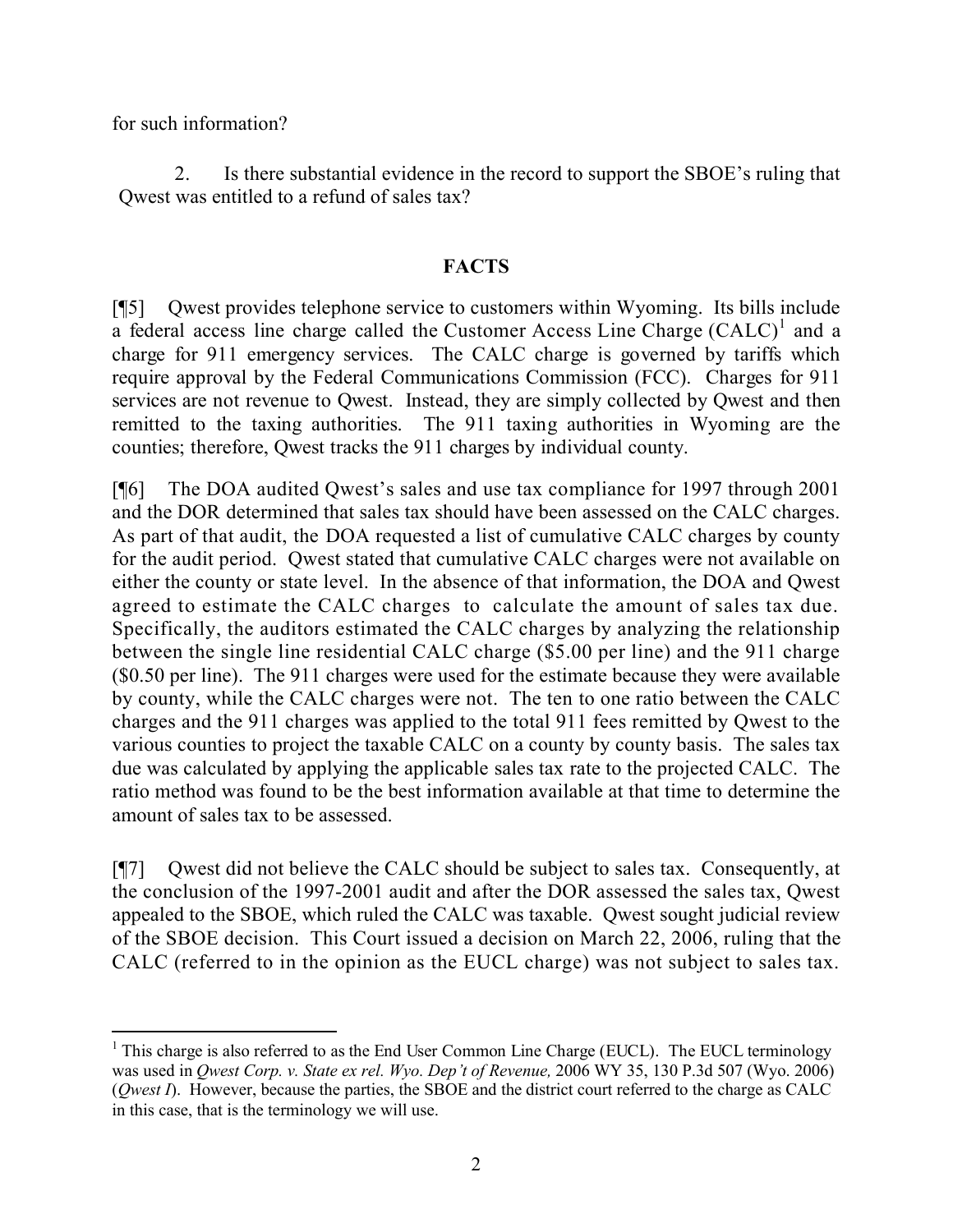for such information?

2. Is there substantial evidence in the record to support the SBOE's ruling that Qwest was entitled to a refund of sales tax?

## FACTS

[¶5] Qwest provides telephone service to customers within Wyoming. Its bills include a federal access line charge called the Customer Access Line Charge (CALC)[1] and a charge for 911 emergency services. The CALC charge is governed by tariffs which require approval by the Federal Communications Commission (FCC). Charges for 911 services are not revenue to Qwest. Instead, they are simply collected by Qwest and then remitted to the taxing authorities. The 911 taxing authorities in Wyoming are the counties; therefore, Qwest tracks the 911 charges by individual county.

[¶6] The DOA audited Qwest's sales and use tax compliance for 1997 through 2001 and the DOR determined that sales tax should have been assessed on the CALC charges. As part of that audit, the DOA requested a list of cumulative CALC charges by county for the audit period. Qwest stated that cumulative CALC charges were not available on either the county or state level. In the absence of that information, the DOA and Qwest agreed to estimate the CALC charges to calculate the amount of sales tax due. Specifically, the auditors estimated the CALC charges by analyzing the relationship between the single line residential CALC charge ($5.00 per line) and the 911 charge ($0.50 per line). The 911 charges were used for the estimate because they were available by county, while the CALC charges were not. The ten to one ratio between the CALC charges and the 911 charges was applied to the total 911 fees remitted by Qwest to the various counties to project the taxable CALC on a county by county basis. The sales tax due was calculated by applying the applicable sales tax rate to the projected CALC. The ratio method was found to be the best information available at that time to determine the amount of sales tax to be assessed.

[¶7] Qwest did not believe the CALC should be subject to sales tax. Consequently, at the conclusion of the 1997-2001 audit and after the DOR assessed the sales tax, Qwest appealed to the SBOE, which ruled the CALC was taxable. Qwest sought judicial review of the SBOE decision. This Court issued a decision on March 22, 2006, ruling that the CALC (referred to in the opinion as the EUCL charge) was not subject to sales tax.

---

[1] This charge is also referred to as the End User Common Line Charge (EUCL). The EUCL terminology was used in *Qwest Corp. v. State ex rel. Wyo. Dep't of Revenue,* 2006 WY 35, 130 P.3d 507 (Wyo. 2006) (*Qwest I*). However, because the parties, the SBOE and the district court referred to the charge as CALC in this case, that is the terminology we will use.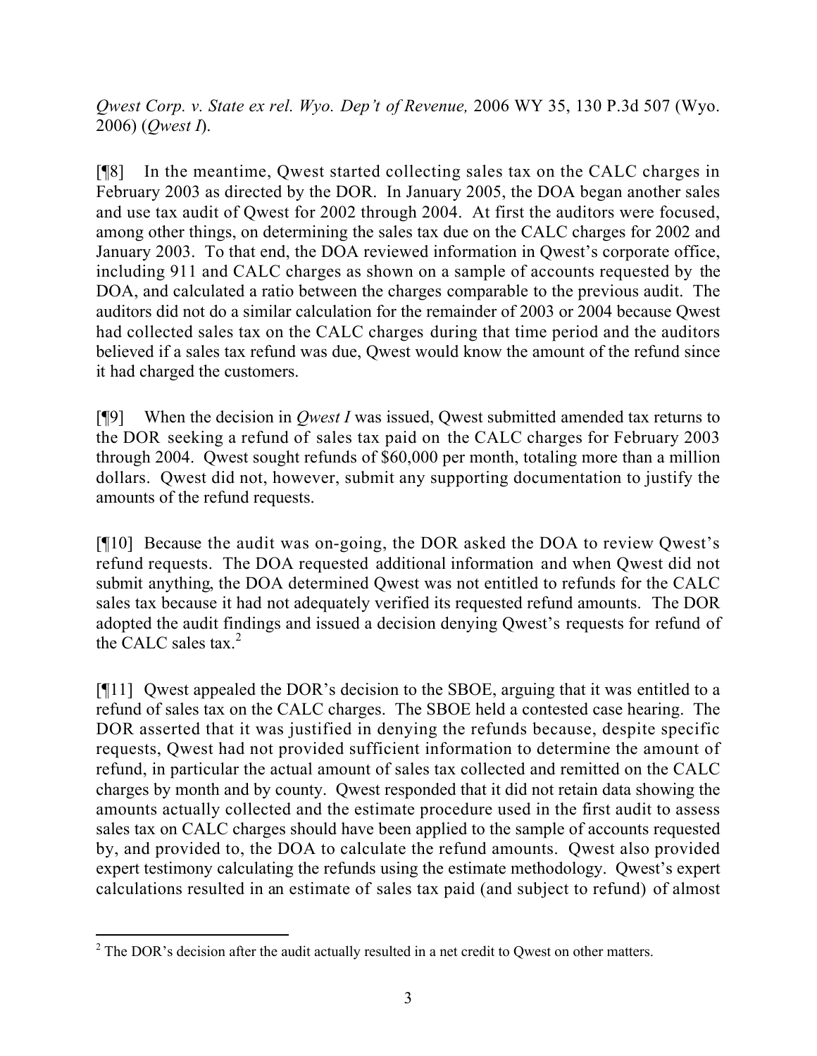*Qwest Corp. v. State ex rel. Wyo. Dep't of Revenue,* 2006 WY 35, 130 P.3d 507 (Wyo. 2006) (*Qwest I*).

[¶8] In the meantime, Qwest started collecting sales tax on the CALC charges in February 2003 as directed by the DOR. In January 2005, the DOA began another sales and use tax audit of Qwest for 2002 through 2004. At first the auditors were focused, among other things, on determining the sales tax due on the CALC charges for 2002 and January 2003. To that end, the DOA reviewed information in Qwest's corporate office, including 911 and CALC charges as shown on a sample of accounts requested by the DOA, and calculated a ratio between the charges comparable to the previous audit. The auditors did not do a similar calculation for the remainder of 2003 or 2004 because Qwest had collected sales tax on the CALC charges during that time period and the auditors believed if a sales tax refund was due, Qwest would know the amount of the refund since it had charged the customers.

[¶9] When the decision in *Qwest I* was issued, Qwest submitted amended tax returns to the DOR seeking a refund of sales tax paid on the CALC charges for February 2003 through 2004. Qwest sought refunds of $60,000 per month, totaling more than a million dollars. Qwest did not, however, submit any supporting documentation to justify the amounts of the refund requests.

[¶10] Because the audit was on-going, the DOR asked the DOA to review Qwest's refund requests. The DOA requested additional information and when Qwest did not submit anything, the DOA determined Qwest was not entitled to refunds for the CALC sales tax because it had not adequately verified its requested refund amounts. The DOR adopted the audit findings and issued a decision denying Qwest's requests for refund of the CALC sales tax.[2]

[¶11] Qwest appealed the DOR's decision to the SBOE, arguing that it was entitled to a refund of sales tax on the CALC charges. The SBOE held a contested case hearing. The DOR asserted that it was justified in denying the refunds because, despite specific requests, Qwest had not provided sufficient information to determine the amount of refund, in particular the actual amount of sales tax collected and remitted on the CALC charges by month and by county. Qwest responded that it did not retain data showing the amounts actually collected and the estimate procedure used in the first audit to assess sales tax on CALC charges should have been applied to the sample of accounts requested by, and provided to, the DOA to calculate the refund amounts. Qwest also provided expert testimony calculating the refunds using the estimate methodology. Qwest's expert calculations resulted in an estimate of sales tax paid (and subject to refund) of almost

---

[2] The DOR's decision after the audit actually resulted in a net credit to Qwest on other matters.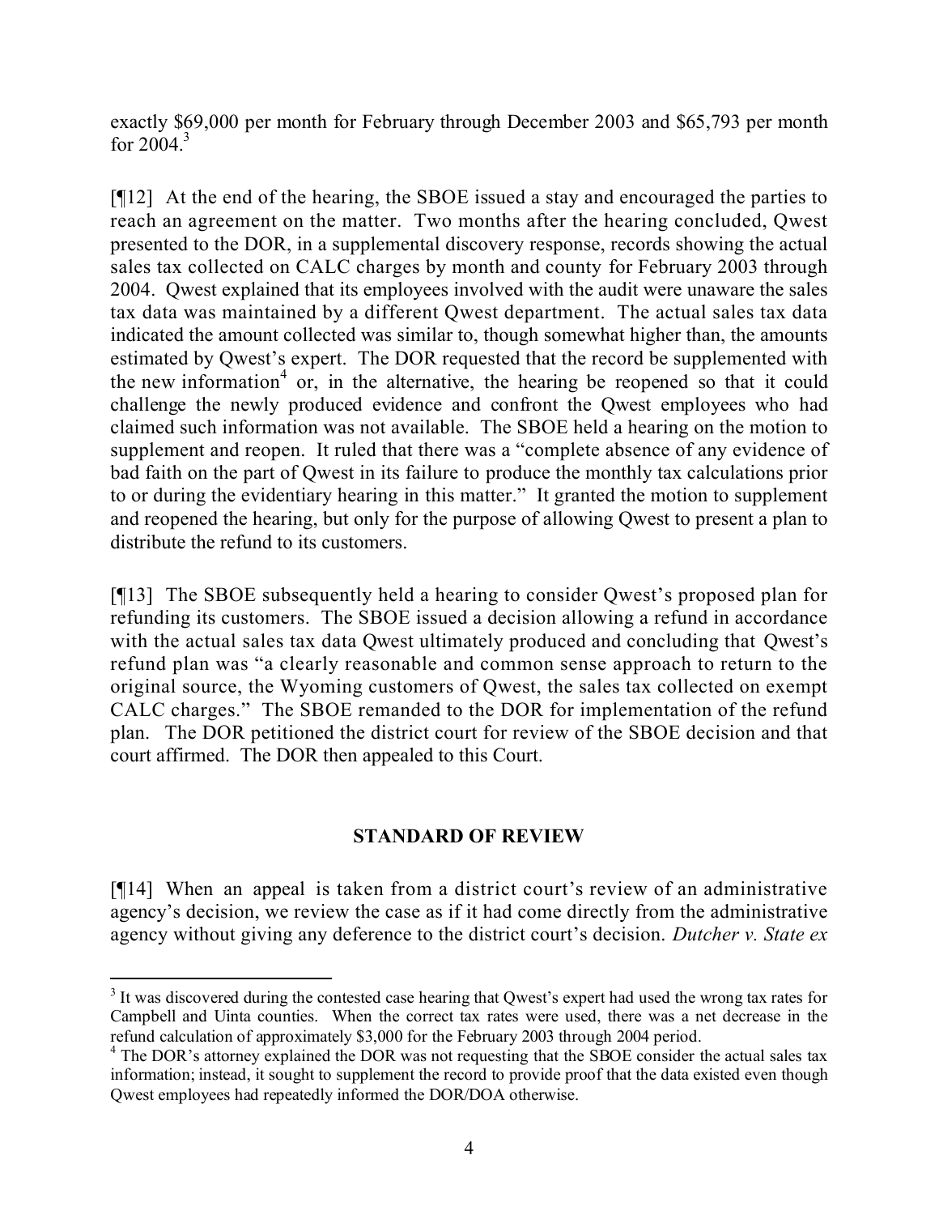exactly $69,000 per month for February through December 2003 and $65,793 per month for 2004.[3]

[¶12] At the end of the hearing, the SBOE issued a stay and encouraged the parties to reach an agreement on the matter. Two months after the hearing concluded, Qwest presented to the DOR, in a supplemental discovery response, records showing the actual sales tax collected on CALC charges by month and county for February 2003 through 2004. Qwest explained that its employees involved with the audit were unaware the sales tax data was maintained by a different Qwest department. The actual sales tax data indicated the amount collected was similar to, though somewhat higher than, the amounts estimated by Qwest's expert. The DOR requested that the record be supplemented with the new information[4] or, in the alternative, the hearing be reopened so that it could challenge the newly produced evidence and confront the Qwest employees who had claimed such information was not available. The SBOE held a hearing on the motion to supplement and reopen. It ruled that there was a "complete absence of any evidence of bad faith on the part of Qwest in its failure to produce the monthly tax calculations prior to or during the evidentiary hearing in this matter." It granted the motion to supplement and reopened the hearing, but only for the purpose of allowing Qwest to present a plan to distribute the refund to its customers.

[¶13] The SBOE subsequently held a hearing to consider Qwest's proposed plan for refunding its customers. The SBOE issued a decision allowing a refund in accordance with the actual sales tax data Qwest ultimately produced and concluding that Qwest's refund plan was "a clearly reasonable and common sense approach to return to the original source, the Wyoming customers of Qwest, the sales tax collected on exempt CALC charges." The SBOE remanded to the DOR for implementation of the refund plan. The DOR petitioned the district court for review of the SBOE decision and that court affirmed. The DOR then appealed to this Court.

## STANDARD OF REVIEW

[¶14] When an appeal is taken from a district court's review of an administrative agency's decision, we review the case as if it had come directly from the administrative agency without giving any deference to the district court's decision. *Dutcher v. State ex*

---

[3] It was discovered during the contested case hearing that Qwest's expert had used the wrong tax rates for Campbell and Uinta counties. When the correct tax rates were used, there was a net decrease in the refund calculation of approximately $3,000 for the February 2003 through 2004 period.

[4] The DOR's attorney explained the DOR was not requesting that the SBOE consider the actual sales tax information; instead, it sought to supplement the record to provide proof that the data existed even though Qwest employees had repeatedly informed the DOR/DOA otherwise.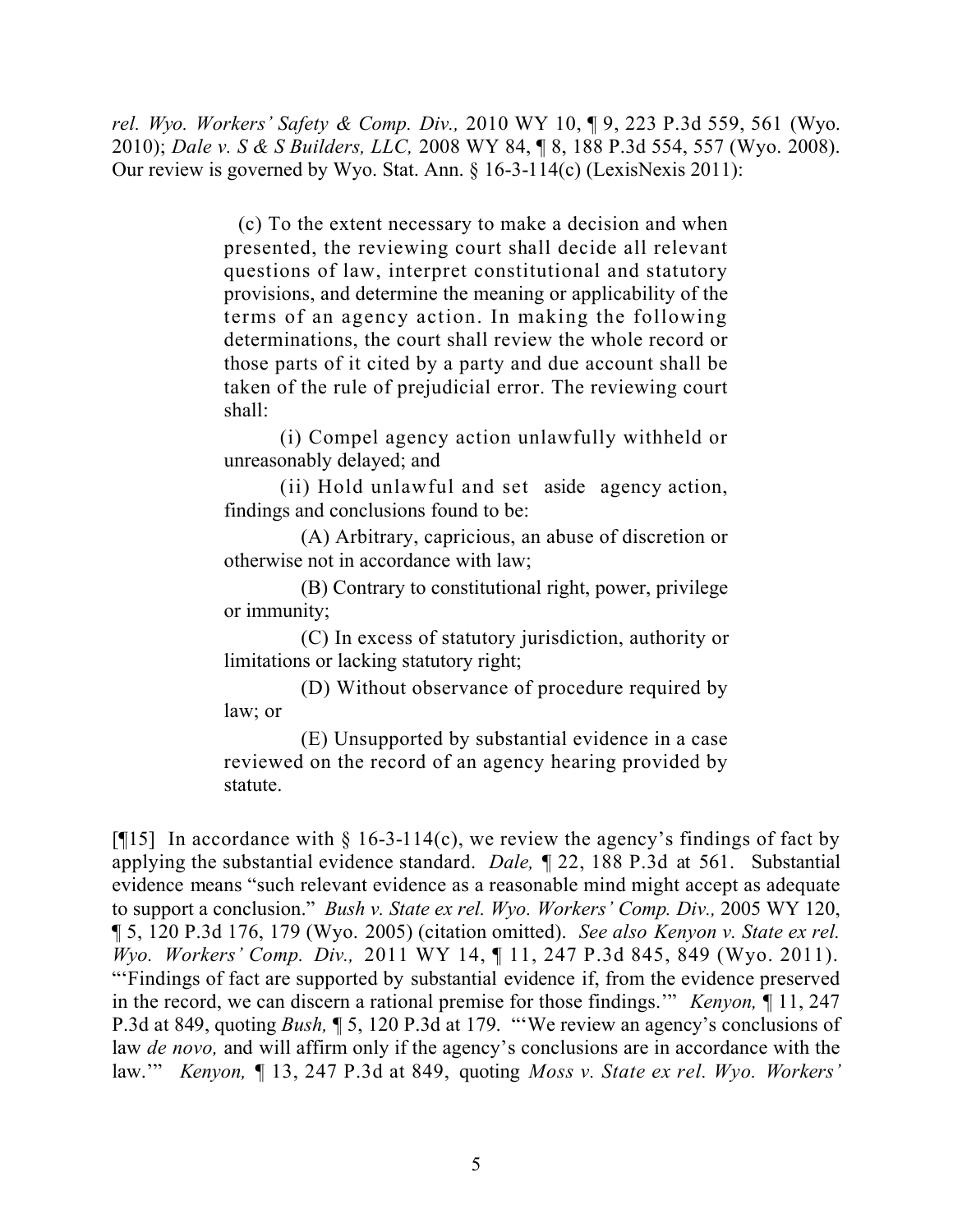*rel. Wyo. Workers' Safety & Comp. Div.,* 2010 WY 10, ¶ 9, 223 P.3d 559, 561 (Wyo. 2010); *Dale v. S & S Builders, LLC,* 2008 WY 84, ¶ 8, 188 P.3d 554, 557 (Wyo. 2008). Our review is governed by Wyo. Stat. Ann. § 16-3-114(c) (LexisNexis 2011):

> (c) To the extent necessary to make a decision and when presented, the reviewing court shall decide all relevant questions of law, interpret constitutional and statutory provisions, and determine the meaning or applicability of the terms of an agency action. In making the following determinations, the court shall review the whole record or those parts of it cited by a party and due account shall be taken of the rule of prejudicial error. The reviewing court shall:
>
> (i) Compel agency action unlawfully withheld or unreasonably delayed; and
>
> (ii) Hold unlawful and set aside agency action, findings and conclusions found to be:
>
> (A) Arbitrary, capricious, an abuse of discretion or otherwise not in accordance with law;
>
> (B) Contrary to constitutional right, power, privilege or immunity;
>
> (C) In excess of statutory jurisdiction, authority or limitations or lacking statutory right;
>
> (D) Without observance of procedure required by law; or
>
> (E) Unsupported by substantial evidence in a case reviewed on the record of an agency hearing provided by statute.

[¶15] In accordance with § 16-3-114(c), we review the agency's findings of fact by applying the substantial evidence standard. *Dale,* ¶ 22, 188 P.3d at 561. Substantial evidence means "such relevant evidence as a reasonable mind might accept as adequate to support a conclusion." *Bush v. State ex rel. Wyo. Workers' Comp. Div.,* 2005 WY 120, ¶ 5, 120 P.3d 176, 179 (Wyo. 2005) (citation omitted). *See also Kenyon v. State ex rel. Wyo. Workers' Comp. Div.,* 2011 WY 14, ¶ 11, 247 P.3d 845, 849 (Wyo. 2011). "'Findings of fact are supported by substantial evidence if, from the evidence preserved in the record, we can discern a rational premise for those findings.'" *Kenyon,* ¶ 11, 247 P.3d at 849, quoting *Bush,* ¶ 5, 120 P.3d at 179. "'We review an agency's conclusions of law *de novo,* and will affirm only if the agency's conclusions are in accordance with the law.'" *Kenyon,* ¶ 13, 247 P.3d at 849, quoting *Moss v. State ex rel. Wyo. Workers'*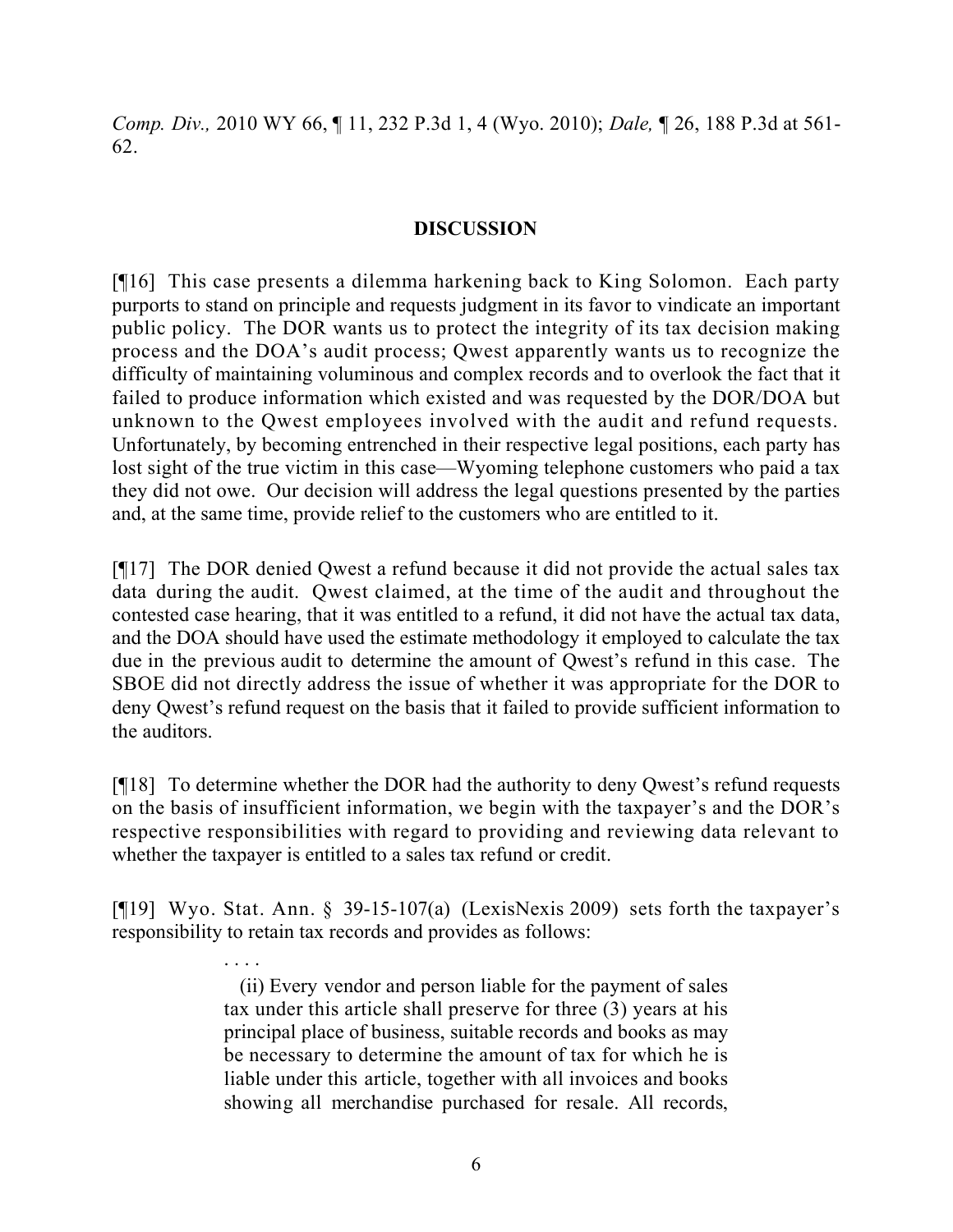*Comp. Div.,* 2010 WY 66, ¶ 11, 232 P.3d 1, 4 (Wyo. 2010); *Dale,* ¶ 26, 188 P.3d at 561-62.

## DISCUSSION

[¶16] This case presents a dilemma harkening back to King Solomon. Each party purports to stand on principle and requests judgment in its favor to vindicate an important public policy. The DOR wants us to protect the integrity of its tax decision making process and the DOA's audit process; Qwest apparently wants us to recognize the difficulty of maintaining voluminous and complex records and to overlook the fact that it failed to produce information which existed and was requested by the DOR/DOA but unknown to the Qwest employees involved with the audit and refund requests. Unfortunately, by becoming entrenched in their respective legal positions, each party has lost sight of the true victim in this case—Wyoming telephone customers who paid a tax they did not owe. Our decision will address the legal questions presented by the parties and, at the same time, provide relief to the customers who are entitled to it.

[¶17] The DOR denied Qwest a refund because it did not provide the actual sales tax data during the audit. Qwest claimed, at the time of the audit and throughout the contested case hearing, that it was entitled to a refund, it did not have the actual tax data, and the DOA should have used the estimate methodology it employed to calculate the tax due in the previous audit to determine the amount of Qwest's refund in this case. The SBOE did not directly address the issue of whether it was appropriate for the DOR to deny Qwest's refund request on the basis that it failed to provide sufficient information to the auditors.

[¶18] To determine whether the DOR had the authority to deny Qwest's refund requests on the basis of insufficient information, we begin with the taxpayer's and the DOR's respective responsibilities with regard to providing and reviewing data relevant to whether the taxpayer is entitled to a sales tax refund or credit.

[¶19] Wyo. Stat. Ann. § 39-15-107(a) (LexisNexis 2009) sets forth the taxpayer's responsibility to retain tax records and provides as follows:

> . . . .
>
> (ii) Every vendor and person liable for the payment of sales tax under this article shall preserve for three (3) years at his principal place of business, suitable records and books as may be necessary to determine the amount of tax for which he is liable under this article, together with all invoices and books showing all merchandise purchased for resale. All records,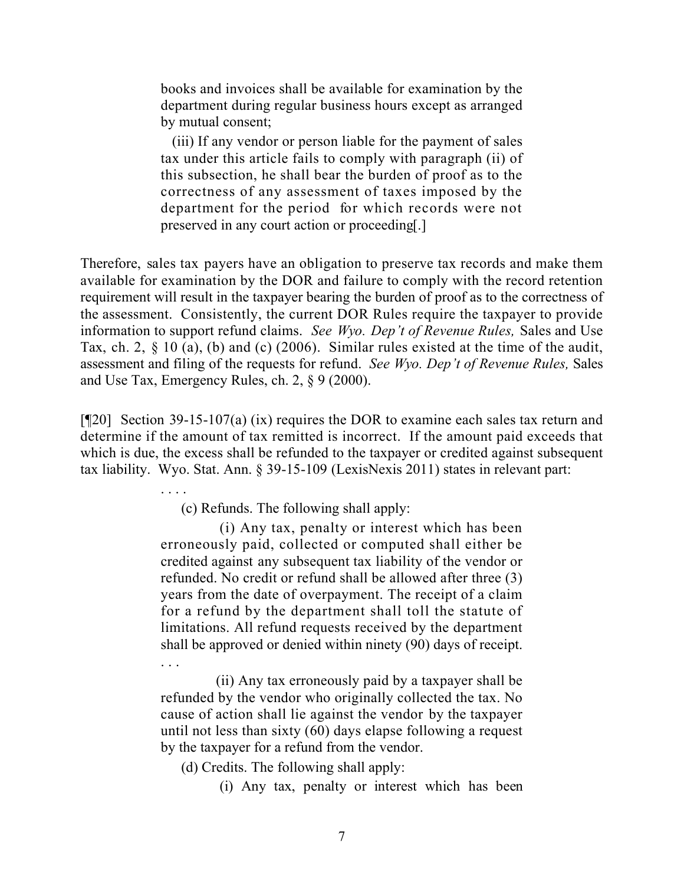> books and invoices shall be available for examination by the department during regular business hours except as arranged by mutual consent;
>
> (iii) If any vendor or person liable for the payment of sales tax under this article fails to comply with paragraph (ii) of this subsection, he shall bear the burden of proof as to the correctness of any assessment of taxes imposed by the department for the period for which records were not preserved in any court action or proceeding[.]

Therefore, sales tax payers have an obligation to preserve tax records and make them available for examination by the DOR and failure to comply with the record retention requirement will result in the taxpayer bearing the burden of proof as to the correctness of the assessment. Consistently, the current DOR Rules require the taxpayer to provide information to support refund claims. *See Wyo. Dep't of Revenue Rules,* Sales and Use Tax, ch. 2, § 10 (a), (b) and (c) (2006). Similar rules existed at the time of the audit, assessment and filing of the requests for refund. *See Wyo. Dep't of Revenue Rules,* Sales and Use Tax, Emergency Rules, ch. 2, § 9 (2000).

[¶20] Section 39-15-107(a) (ix) requires the DOR to examine each sales tax return and determine if the amount of tax remitted is incorrect. If the amount paid exceeds that which is due, the excess shall be refunded to the taxpayer or credited against subsequent tax liability. Wyo. Stat. Ann. § 39-15-109 (LexisNexis 2011) states in relevant part:

> . . . .
>
> (c) Refunds. The following shall apply:
>
> (i) Any tax, penalty or interest which has been erroneously paid, collected or computed shall either be credited against any subsequent tax liability of the vendor or refunded. No credit or refund shall be allowed after three (3) years from the date of overpayment. The receipt of a claim for a refund by the department shall toll the statute of limitations. All refund requests received by the department shall be approved or denied within ninety (90) days of receipt. . . .
>
> (ii) Any tax erroneously paid by a taxpayer shall be refunded by the vendor who originally collected the tax. No cause of action shall lie against the vendor by the taxpayer until not less than sixty (60) days elapse following a request by the taxpayer for a refund from the vendor.
>
> (d) Credits. The following shall apply:
>
> (i) Any tax, penalty or interest which has been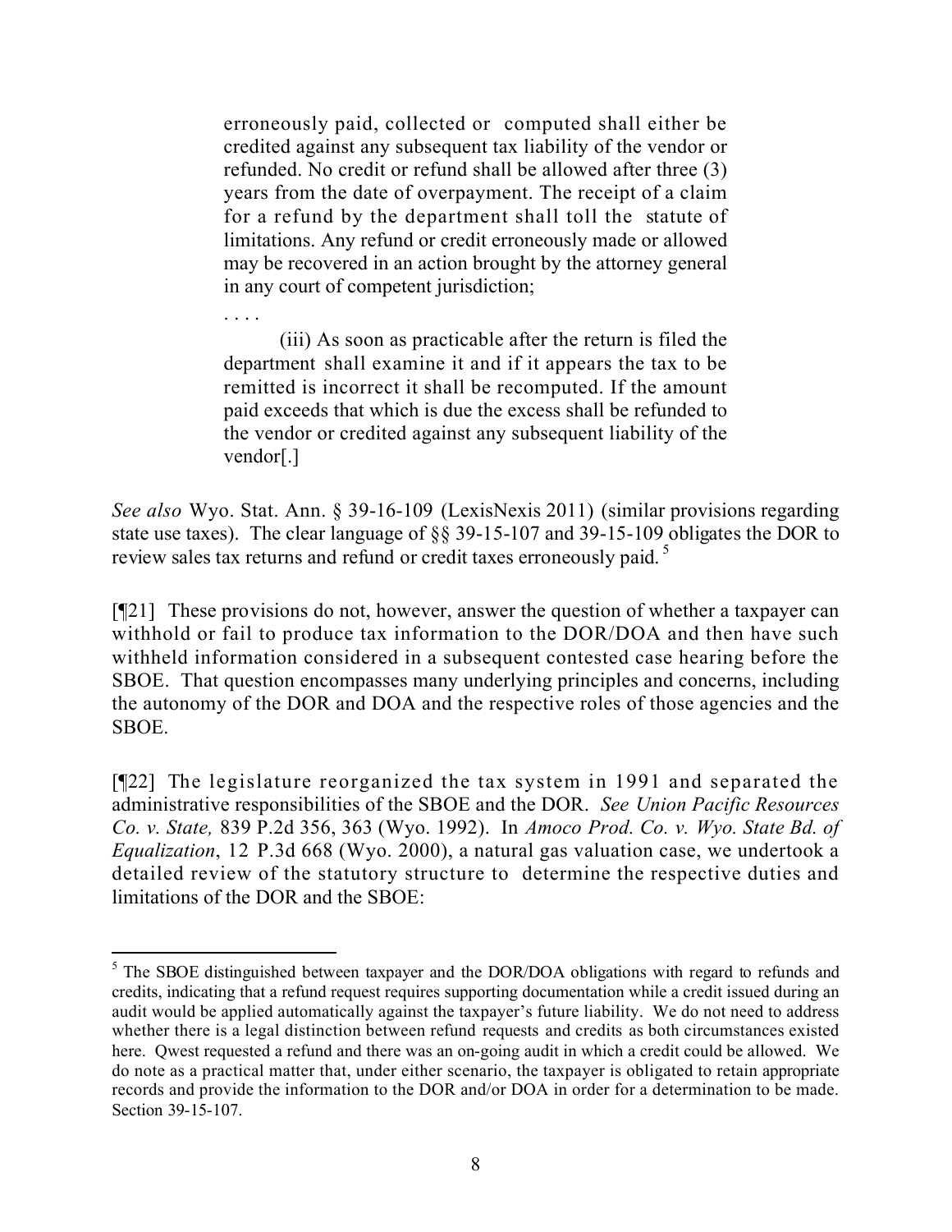> erroneously paid, collected or computed shall either be credited against any subsequent tax liability of the vendor or refunded. No credit or refund shall be allowed after three (3) years from the date of overpayment. The receipt of a claim for a refund by the department shall toll the statute of limitations. Any refund or credit erroneously made or allowed may be recovered in an action brought by the attorney general in any court of competent jurisdiction;
>
> . . . .
>
> (iii) As soon as practicable after the return is filed the department shall examine it and if it appears the tax to be remitted is incorrect it shall be recomputed. If the amount paid exceeds that which is due the excess shall be refunded to the vendor or credited against any subsequent liability of the vendor[.]

*See also* Wyo. Stat. Ann. § 39-16-109 (LexisNexis 2011) (similar provisions regarding state use taxes). The clear language of §§ 39-15-107 and 39-15-109 obligates the DOR to review sales tax returns and refund or credit taxes erroneously paid. [5]

[¶21] These provisions do not, however, answer the question of whether a taxpayer can withhold or fail to produce tax information to the DOR/DOA and then have such withheld information considered in a subsequent contested case hearing before the SBOE. That question encompasses many underlying principles and concerns, including the autonomy of the DOR and DOA and the respective roles of those agencies and the SBOE.

[¶22] The legislature reorganized the tax system in 1991 and separated the administrative responsibilities of the SBOE and the DOR. *See Union Pacific Resources Co. v. State,* 839 P.2d 356, 363 (Wyo. 1992). In *Amoco Prod. Co. v. Wyo. State Bd. of Equalization*, 12 P.3d 668 (Wyo. 2000), a natural gas valuation case, we undertook a detailed review of the statutory structure to determine the respective duties and limitations of the DOR and the SBOE:

---

[5] The SBOE distinguished between taxpayer and the DOR/DOA obligations with regard to refunds and credits, indicating that a refund request requires supporting documentation while a credit issued during an audit would be applied automatically against the taxpayer's future liability. We do not need to address whether there is a legal distinction between refund requests and credits as both circumstances existed here. Qwest requested a refund and there was an on-going audit in which a credit could be allowed. We do note as a practical matter that, under either scenario, the taxpayer is obligated to retain appropriate records and provide the information to the DOR and/or DOA in order for a determination to be made. Section 39-15-107.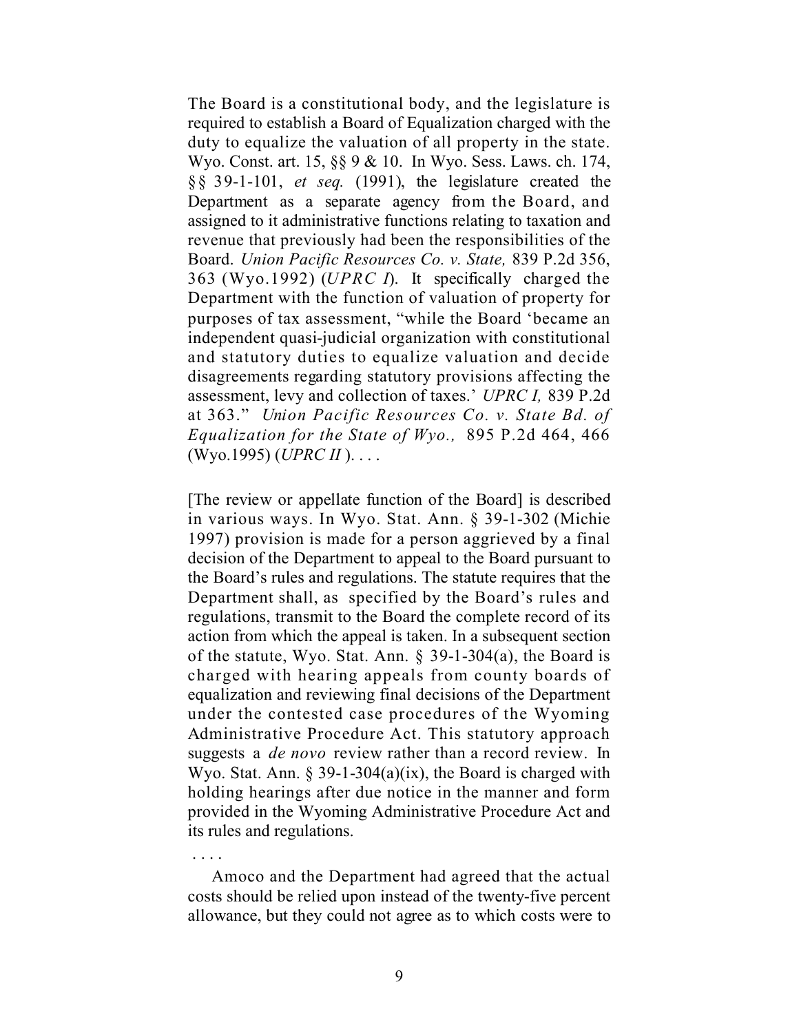The Board is a constitutional body, and the legislature is required to establish a Board of Equalization charged with the duty to equalize the valuation of all property in the state. Wyo. Const. art. 15, §§ 9 & 10. In Wyo. Sess. Laws. ch. 174, §§ 39-1-101, *et seq.* (1991), the legislature created the Department as a separate agency from the Board, and assigned to it administrative functions relating to taxation and revenue that previously had been the responsibilities of the Board. *Union Pacific Resources Co. v. State,* 839 P.2d 356, 363 (Wyo.1992) (*UPRC I*). It specifically charged the Department with the function of valuation of property for purposes of tax assessment, "while the Board 'became an independent quasi-judicial organization with constitutional and statutory duties to equalize valuation and decide disagreements regarding statutory provisions affecting the assessment, levy and collection of taxes.' *UPRC I,* 839 P.2d at 363." *Union Pacific Resources Co. v. State Bd. of Equalization for the State of Wyo.,* 895 P.2d 464, 466 (Wyo.1995) (*UPRC II* ). . . .

[The review or appellate function of the Board] is described in various ways. In Wyo. Stat. Ann. § 39-1-302 (Michie 1997) provision is made for a person aggrieved by a final decision of the Department to appeal to the Board pursuant to the Board's rules and regulations. The statute requires that the Department shall, as specified by the Board's rules and regulations, transmit to the Board the complete record of its action from which the appeal is taken. In a subsequent section of the statute, Wyo. Stat. Ann. § 39-1-304(a), the Board is charged with hearing appeals from county boards of equalization and reviewing final decisions of the Department under the contested case procedures of the Wyoming Administrative Procedure Act. This statutory approach suggests a *de novo* review rather than a record review. In Wyo. Stat. Ann. § 39-1-304(a)(ix), the Board is charged with holding hearings after due notice in the manner and form provided in the Wyoming Administrative Procedure Act and its rules and regulations.

. . . .

Amoco and the Department had agreed that the actual costs should be relied upon instead of the twenty-five percent allowance, but they could not agree as to which costs were to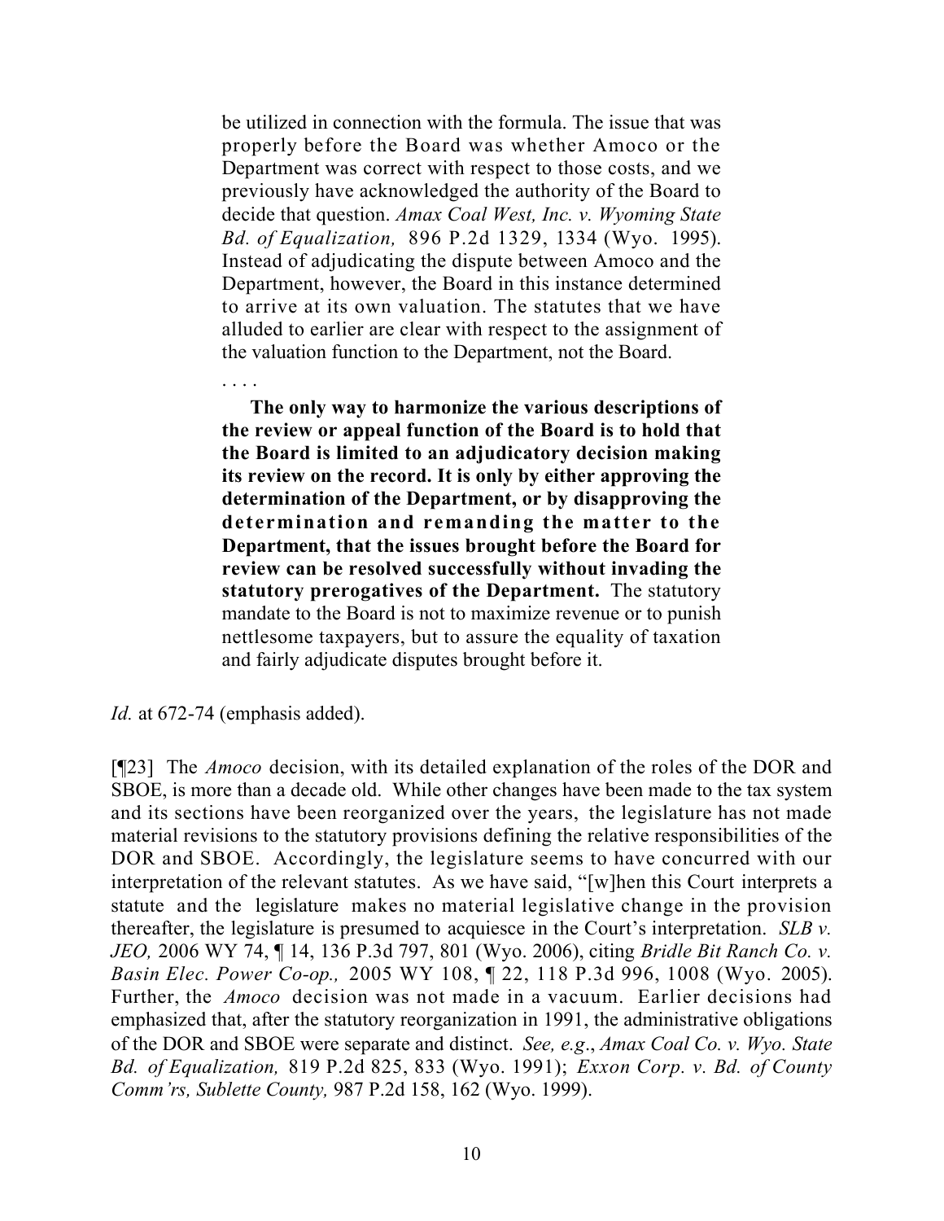> be utilized in connection with the formula. The issue that was properly before the Board was whether Amoco or the Department was correct with respect to those costs, and we previously have acknowledged the authority of the Board to decide that question. *Amax Coal West, Inc. v. Wyoming State Bd. of Equalization,* 896 P.2d 1329, 1334 (Wyo. 1995). Instead of adjudicating the dispute between Amoco and the Department, however, the Board in this instance determined to arrive at its own valuation. The statutes that we have alluded to earlier are clear with respect to the assignment of the valuation function to the Department, not the Board.
>
> . . . .
>
> **The only way to harmonize the various descriptions of the review or appeal function of the Board is to hold that the Board is limited to an adjudicatory decision making its review on the record. It is only by either approving the determination of the Department, or by disapproving the determination and remanding the matter to the Department, that the issues brought before the Board for review can be resolved successfully without invading the statutory prerogatives of the Department.** The statutory mandate to the Board is not to maximize revenue or to punish nettlesome taxpayers, but to assure the equality of taxation and fairly adjudicate disputes brought before it.

*Id.* at 672-74 (emphasis added).

[¶23] The *Amoco* decision, with its detailed explanation of the roles of the DOR and SBOE, is more than a decade old. While other changes have been made to the tax system and its sections have been reorganized over the years, the legislature has not made material revisions to the statutory provisions defining the relative responsibilities of the DOR and SBOE. Accordingly, the legislature seems to have concurred with our interpretation of the relevant statutes. As we have said, "[w]hen this Court interprets a statute and the legislature makes no material legislative change in the provision thereafter, the legislature is presumed to acquiesce in the Court's interpretation. *SLB v. JEO,* 2006 WY 74, ¶ 14, 136 P.3d 797, 801 (Wyo. 2006), citing *Bridle Bit Ranch Co. v. Basin Elec. Power Co-op.,* 2005 WY 108, ¶ 22, 118 P.3d 996, 1008 (Wyo. 2005). Further, the *Amoco* decision was not made in a vacuum. Earlier decisions had emphasized that, after the statutory reorganization in 1991, the administrative obligations of the DOR and SBOE were separate and distinct. *See, e.g*., *Amax Coal Co. v. Wyo. State Bd. of Equalization,* 819 P.2d 825, 833 (Wyo. 1991); *Exxon Corp. v. Bd. of County Comm'rs, Sublette County,* 987 P.2d 158, 162 (Wyo. 1999).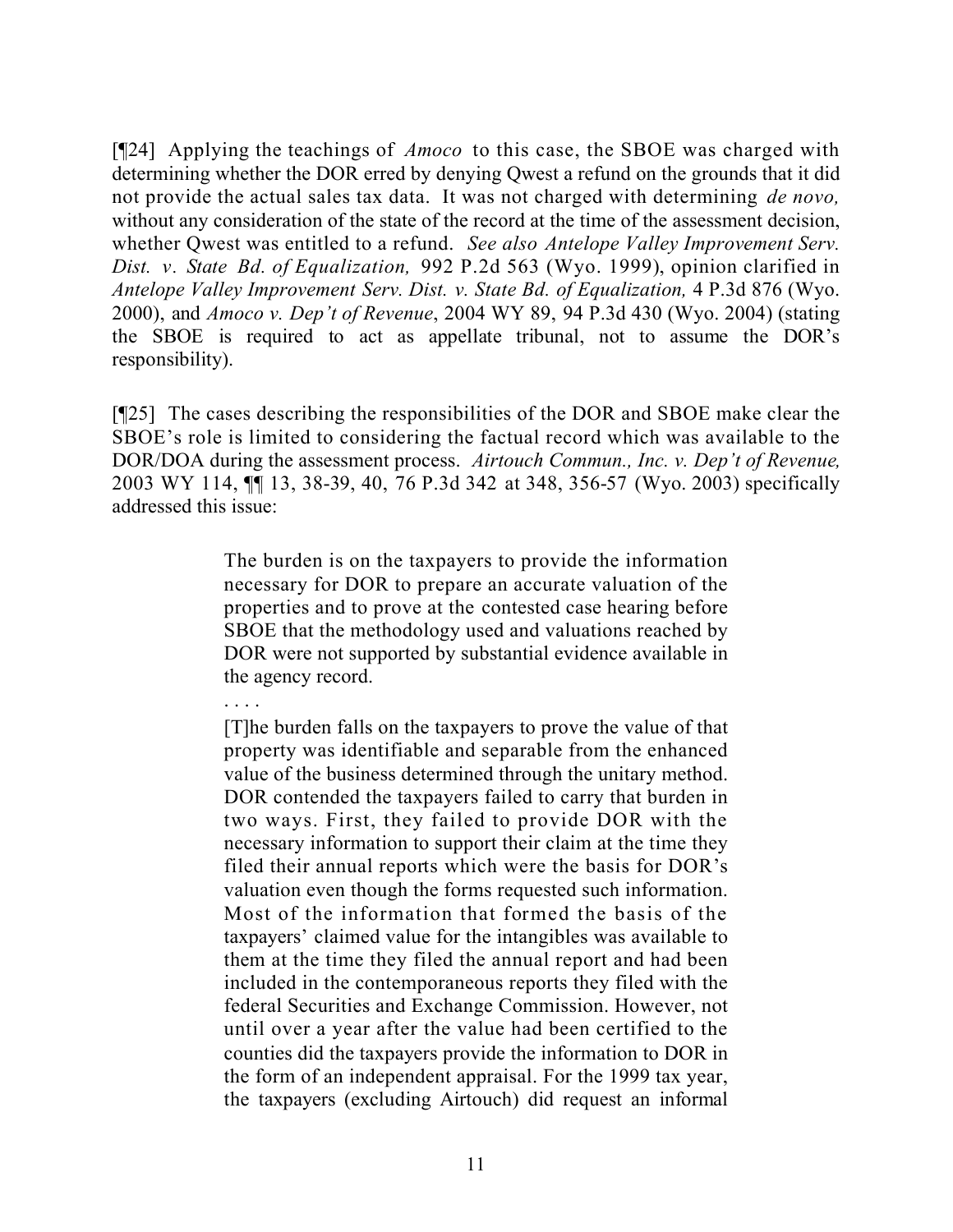[¶24] Applying the teachings of *Amoco* to this case, the SBOE was charged with determining whether the DOR erred by denying Qwest a refund on the grounds that it did not provide the actual sales tax data. It was not charged with determining *de novo,* without any consideration of the state of the record at the time of the assessment decision, whether Qwest was entitled to a refund. *See also Antelope Valley Improvement Serv. Dist. v. State Bd. of Equalization,* 992 P.2d 563 (Wyo. 1999), opinion clarified in *Antelope Valley Improvement Serv. Dist. v. State Bd. of Equalization,* 4 P.3d 876 (Wyo. 2000), and *Amoco v. Dep't of Revenue*, 2004 WY 89, 94 P.3d 430 (Wyo. 2004) (stating the SBOE is required to act as appellate tribunal, not to assume the DOR's responsibility).

[¶25] The cases describing the responsibilities of the DOR and SBOE make clear the SBOE's role is limited to considering the factual record which was available to the DOR/DOA during the assessment process. *Airtouch Commun., Inc. v. Dep't of Revenue,* 2003 WY 114, ¶¶ 13, 38-39, 40, 76 P.3d 342 at 348, 356-57 (Wyo. 2003) specifically addressed this issue:

> The burden is on the taxpayers to provide the information necessary for DOR to prepare an accurate valuation of the properties and to prove at the contested case hearing before SBOE that the methodology used and valuations reached by DOR were not supported by substantial evidence available in the agency record.
>
> . . . .
>
> [T]he burden falls on the taxpayers to prove the value of that property was identifiable and separable from the enhanced value of the business determined through the unitary method. DOR contended the taxpayers failed to carry that burden in two ways. First, they failed to provide DOR with the necessary information to support their claim at the time they filed their annual reports which were the basis for DOR's valuation even though the forms requested such information. Most of the information that formed the basis of the taxpayers' claimed value for the intangibles was available to them at the time they filed the annual report and had been included in the contemporaneous reports they filed with the federal Securities and Exchange Commission. However, not until over a year after the value had been certified to the counties did the taxpayers provide the information to DOR in the form of an independent appraisal. For the 1999 tax year, the taxpayers (excluding Airtouch) did request an informal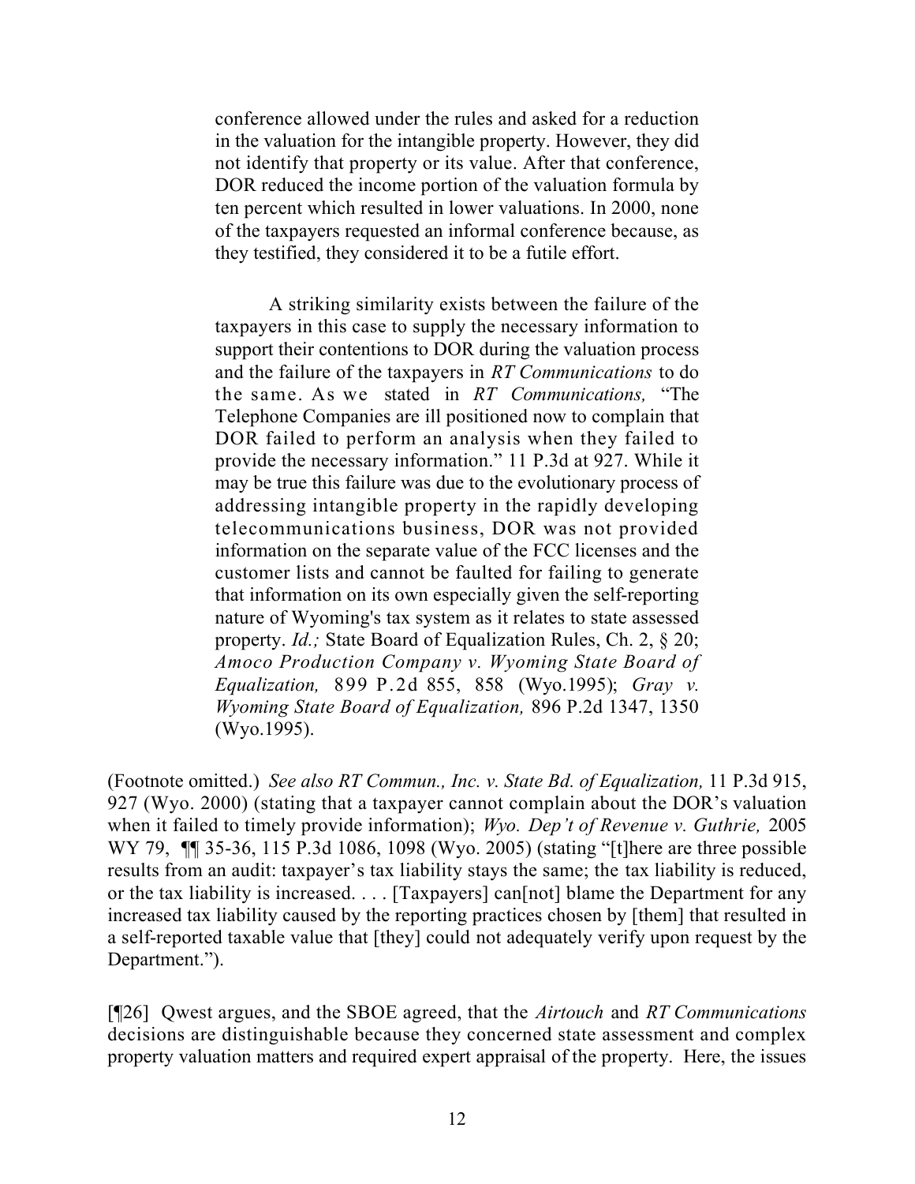> conference allowed under the rules and asked for a reduction in the valuation for the intangible property. However, they did not identify that property or its value. After that conference, DOR reduced the income portion of the valuation formula by ten percent which resulted in lower valuations. In 2000, none of the taxpayers requested an informal conference because, as they testified, they considered it to be a futile effort.
>
> A striking similarity exists between the failure of the taxpayers in this case to supply the necessary information to support their contentions to DOR during the valuation process and the failure of the taxpayers in *RT Communications* to do the same. As we stated in *RT Communications,* "The Telephone Companies are ill positioned now to complain that DOR failed to perform an analysis when they failed to provide the necessary information." 11 P.3d at 927. While it may be true this failure was due to the evolutionary process of addressing intangible property in the rapidly developing telecommunications business, DOR was not provided information on the separate value of the FCC licenses and the customer lists and cannot be faulted for failing to generate that information on its own especially given the self-reporting nature of Wyoming's tax system as it relates to state assessed property. *Id.;* State Board of Equalization Rules, Ch. 2, § 20; *Amoco Production Company v. Wyoming State Board of Equalization,* 899 P.2d 855, 858 (Wyo.1995); *Gray v. Wyoming State Board of Equalization,* 896 P.2d 1347, 1350 (Wyo.1995).

(Footnote omitted.) *See also RT Commun., Inc. v. State Bd. of Equalization,* 11 P.3d 915, 927 (Wyo. 2000) (stating that a taxpayer cannot complain about the DOR's valuation when it failed to timely provide information); *Wyo. Dep't of Revenue v. Guthrie,* 2005 WY 79, ¶¶ 35-36, 115 P.3d 1086, 1098 (Wyo. 2005) (stating "[t]here are three possible results from an audit: taxpayer's tax liability stays the same; the tax liability is reduced, or the tax liability is increased. . . . [Taxpayers] can[not] blame the Department for any increased tax liability caused by the reporting practices chosen by [them] that resulted in a self-reported taxable value that [they] could not adequately verify upon request by the Department.").

[¶26] Qwest argues, and the SBOE agreed, that the *Airtouch* and *RT Communications* decisions are distinguishable because they concerned state assessment and complex property valuation matters and required expert appraisal of the property. Here, the issues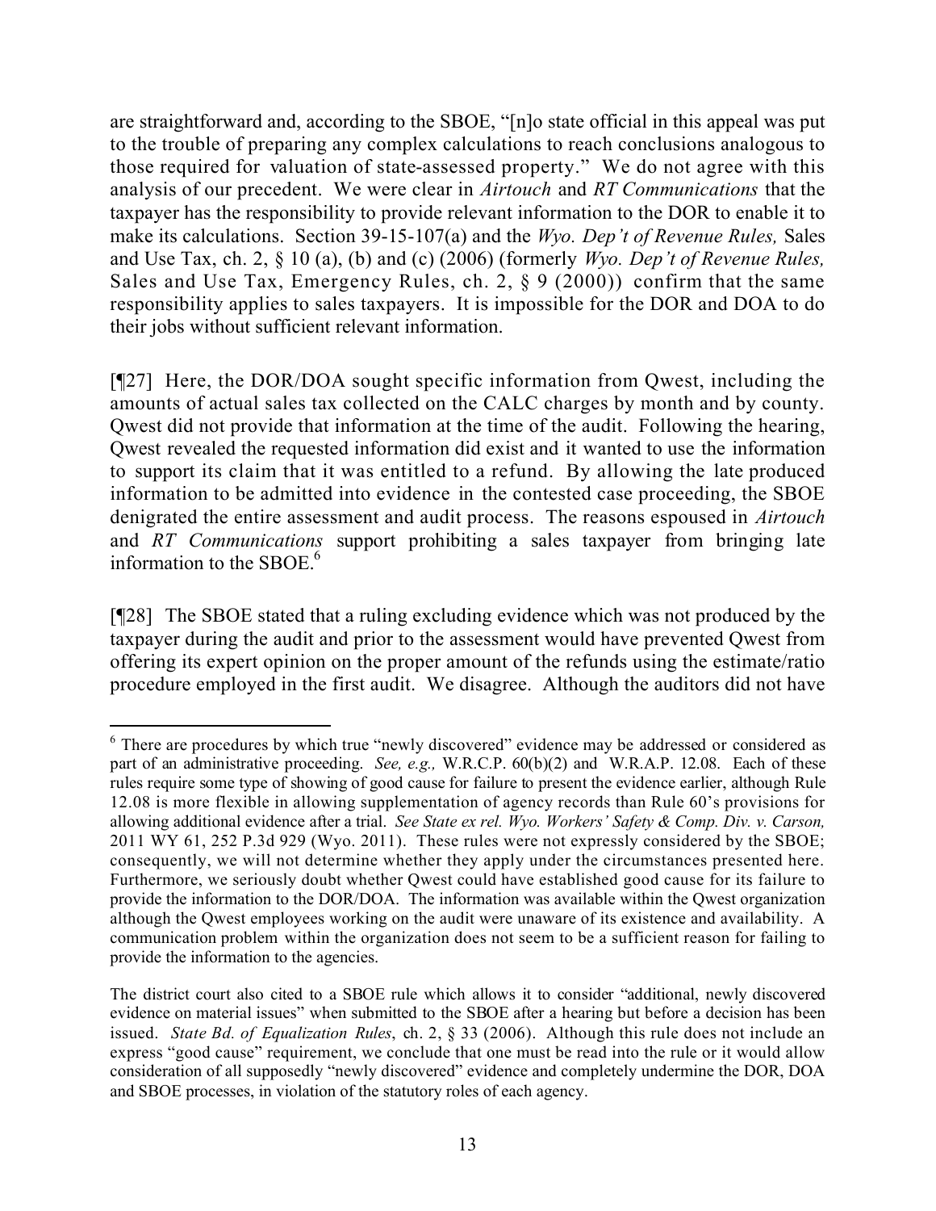are straightforward and, according to the SBOE, "[n]o state official in this appeal was put to the trouble of preparing any complex calculations to reach conclusions analogous to those required for valuation of state-assessed property." We do not agree with this analysis of our precedent. We were clear in *Airtouch* and *RT Communications* that the taxpayer has the responsibility to provide relevant information to the DOR to enable it to make its calculations. Section 39-15-107(a) and the *Wyo. Dep't of Revenue Rules,* Sales and Use Tax, ch. 2, § 10 (a), (b) and (c) (2006) (formerly *Wyo. Dep't of Revenue Rules,* Sales and Use Tax, Emergency Rules, ch. 2, § 9 (2000)) confirm that the same responsibility applies to sales taxpayers. It is impossible for the DOR and DOA to do their jobs without sufficient relevant information.

[¶27] Here, the DOR/DOA sought specific information from Qwest, including the amounts of actual sales tax collected on the CALC charges by month and by county. Qwest did not provide that information at the time of the audit. Following the hearing, Qwest revealed the requested information did exist and it wanted to use the information to support its claim that it was entitled to a refund. By allowing the late produced information to be admitted into evidence in the contested case proceeding, the SBOE denigrated the entire assessment and audit process. The reasons espoused in *Airtouch* and *RT Communications* support prohibiting a sales taxpayer from bringing late information to the SBOE.[6]

[¶28] The SBOE stated that a ruling excluding evidence which was not produced by the taxpayer during the audit and prior to the assessment would have prevented Qwest from offering its expert opinion on the proper amount of the refunds using the estimate/ratio procedure employed in the first audit. We disagree. Although the auditors did not have

---

[6] There are procedures by which true "newly discovered" evidence may be addressed or considered as part of an administrative proceeding. *See, e.g.,* W.R.C.P. 60(b)(2) and W.R.A.P. 12.08. Each of these rules require some type of showing of good cause for failure to present the evidence earlier, although Rule 12.08 is more flexible in allowing supplementation of agency records than Rule 60's provisions for allowing additional evidence after a trial. *See State ex rel. Wyo. Workers' Safety & Comp. Div. v. Carson,* 2011 WY 61, 252 P.3d 929 (Wyo. 2011). These rules were not expressly considered by the SBOE; consequently, we will not determine whether they apply under the circumstances presented here. Furthermore, we seriously doubt whether Qwest could have established good cause for its failure to provide the information to the DOR/DOA. The information was available within the Qwest organization although the Qwest employees working on the audit were unaware of its existence and availability. A communication problem within the organization does not seem to be a sufficient reason for failing to provide the information to the agencies.

The district court also cited to a SBOE rule which allows it to consider "additional, newly discovered evidence on material issues" when submitted to the SBOE after a hearing but before a decision has been issued. *State Bd. of Equalization Rules*, ch. 2, § 33 (2006). Although this rule does not include an express "good cause" requirement, we conclude that one must be read into the rule or it would allow consideration of all supposedly "newly discovered" evidence and completely undermine the DOR, DOA and SBOE processes, in violation of the statutory roles of each agency.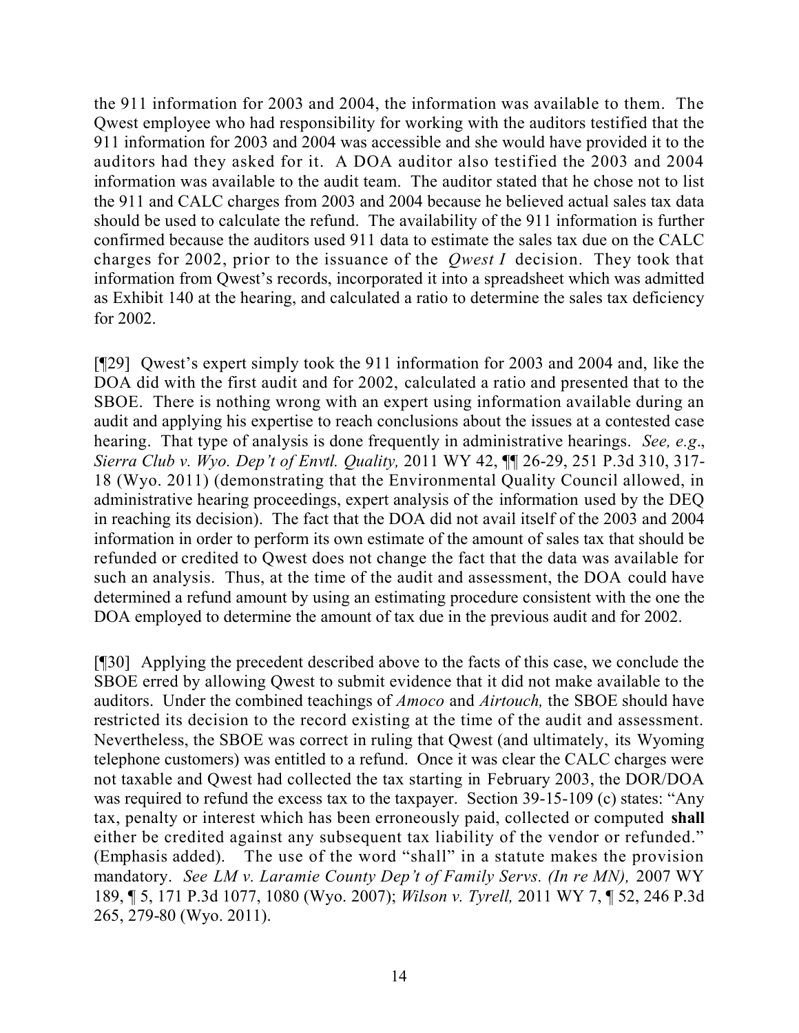the 911 information for 2003 and 2004, the information was available to them. The Qwest employee who had responsibility for working with the auditors testified that the 911 information for 2003 and 2004 was accessible and she would have provided it to the auditors had they asked for it. A DOA auditor also testified the 2003 and 2004 information was available to the audit team. The auditor stated that he chose not to list the 911 and CALC charges from 2003 and 2004 because he believed actual sales tax data should be used to calculate the refund. The availability of the 911 information is further confirmed because the auditors used 911 data to estimate the sales tax due on the CALC charges for 2002, prior to the issuance of the *Qwest I* decision. They took that information from Qwest's records, incorporated it into a spreadsheet which was admitted as Exhibit 140 at the hearing, and calculated a ratio to determine the sales tax deficiency for 2002.

[¶29] Qwest's expert simply took the 911 information for 2003 and 2004 and, like the DOA did with the first audit and for 2002, calculated a ratio and presented that to the SBOE. There is nothing wrong with an expert using information available during an audit and applying his expertise to reach conclusions about the issues at a contested case hearing. That type of analysis is done frequently in administrative hearings. *See, e.g*., *Sierra Club v. Wyo. Dep't of Envtl. Quality,* 2011 WY 42, ¶¶ 26-29, 251 P.3d 310, 317-18 (Wyo. 2011) (demonstrating that the Environmental Quality Council allowed, in administrative hearing proceedings, expert analysis of the information used by the DEQ in reaching its decision). The fact that the DOA did not avail itself of the 2003 and 2004 information in order to perform its own estimate of the amount of sales tax that should be refunded or credited to Qwest does not change the fact that the data was available for such an analysis. Thus, at the time of the audit and assessment, the DOA could have determined a refund amount by using an estimating procedure consistent with the one the DOA employed to determine the amount of tax due in the previous audit and for 2002.

[¶30] Applying the precedent described above to the facts of this case, we conclude the SBOE erred by allowing Qwest to submit evidence that it did not make available to the auditors. Under the combined teachings of *Amoco* and *Airtouch,* the SBOE should have restricted its decision to the record existing at the time of the audit and assessment. Nevertheless, the SBOE was correct in ruling that Qwest (and ultimately, its Wyoming telephone customers) was entitled to a refund. Once it was clear the CALC charges were not taxable and Qwest had collected the tax starting in February 2003, the DOR/DOA was required to refund the excess tax to the taxpayer. Section 39-15-109 (c) states: "Any tax, penalty or interest which has been erroneously paid, collected or computed **shall** either be credited against any subsequent tax liability of the vendor or refunded." (Emphasis added). The use of the word "shall" in a statute makes the provision mandatory. *See LM v. Laramie County Dep't of Family Servs. (In re MN),* 2007 WY 189, ¶ 5, 171 P.3d 1077, 1080 (Wyo. 2007); *Wilson v. Tyrell,* 2011 WY 7, ¶ 52, 246 P.3d 265, 279-80 (Wyo. 2011).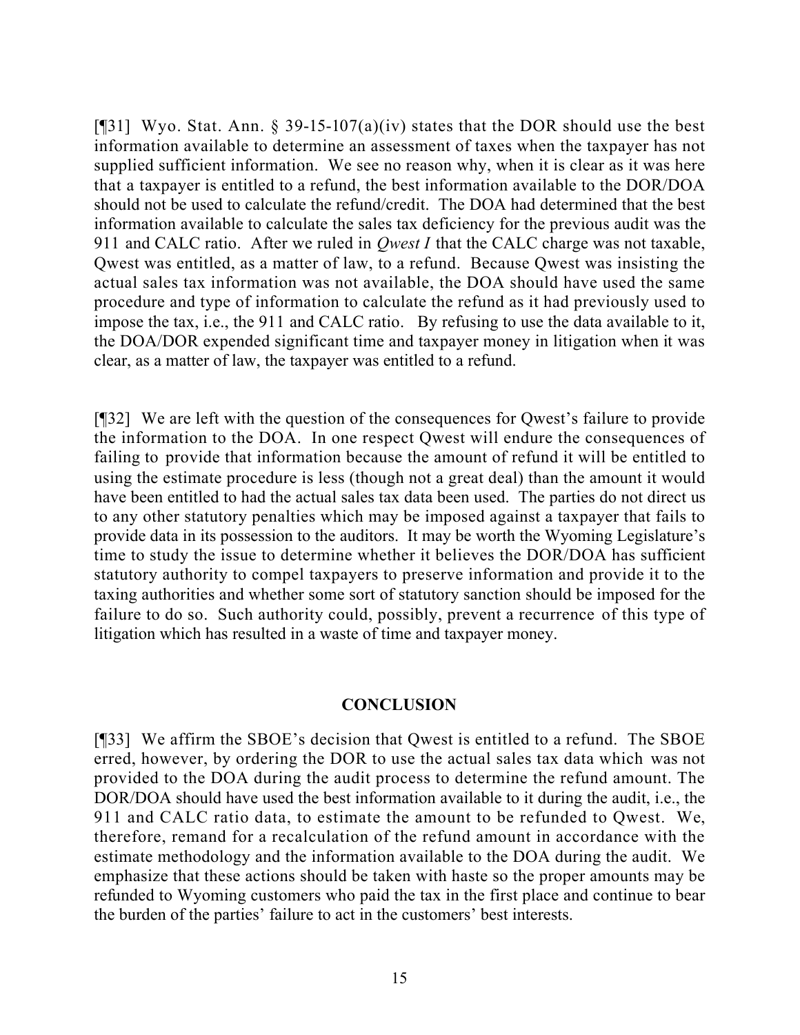[¶31] Wyo. Stat. Ann. § 39-15-107(a)(iv) states that the DOR should use the best information available to determine an assessment of taxes when the taxpayer has not supplied sufficient information. We see no reason why, when it is clear as it was here that a taxpayer is entitled to a refund, the best information available to the DOR/DOA should not be used to calculate the refund/credit. The DOA had determined that the best information available to calculate the sales tax deficiency for the previous audit was the 911 and CALC ratio. After we ruled in *Qwest I* that the CALC charge was not taxable, Qwest was entitled, as a matter of law, to a refund. Because Qwest was insisting the actual sales tax information was not available, the DOA should have used the same procedure and type of information to calculate the refund as it had previously used to impose the tax, i.e., the 911 and CALC ratio. By refusing to use the data available to it, the DOA/DOR expended significant time and taxpayer money in litigation when it was clear, as a matter of law, the taxpayer was entitled to a refund.

[¶32] We are left with the question of the consequences for Qwest's failure to provide the information to the DOA. In one respect Qwest will endure the consequences of failing to provide that information because the amount of refund it will be entitled to using the estimate procedure is less (though not a great deal) than the amount it would have been entitled to had the actual sales tax data been used. The parties do not direct us to any other statutory penalties which may be imposed against a taxpayer that fails to provide data in its possession to the auditors. It may be worth the Wyoming Legislature's time to study the issue to determine whether it believes the DOR/DOA has sufficient statutory authority to compel taxpayers to preserve information and provide it to the taxing authorities and whether some sort of statutory sanction should be imposed for the failure to do so. Such authority could, possibly, prevent a recurrence of this type of litigation which has resulted in a waste of time and taxpayer money.

## CONCLUSION

[¶33] We affirm the SBOE's decision that Qwest is entitled to a refund. The SBOE erred, however, by ordering the DOR to use the actual sales tax data which was not provided to the DOA during the audit process to determine the refund amount. The DOR/DOA should have used the best information available to it during the audit, i.e., the 911 and CALC ratio data, to estimate the amount to be refunded to Qwest. We, therefore, remand for a recalculation of the refund amount in accordance with the estimate methodology and the information available to the DOA during the audit. We emphasize that these actions should be taken with haste so the proper amounts may be refunded to Wyoming customers who paid the tax in the first place and continue to bear the burden of the parties' failure to act in the customers' best interests.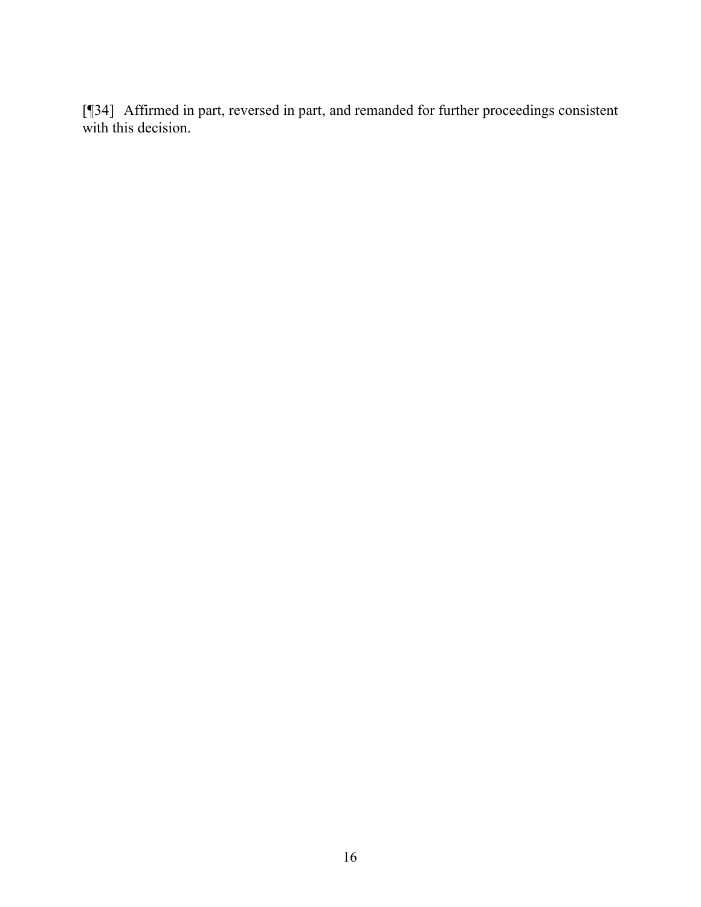[¶34] Affirmed in part, reversed in part, and remanded for further proceedings consistent with this decision.